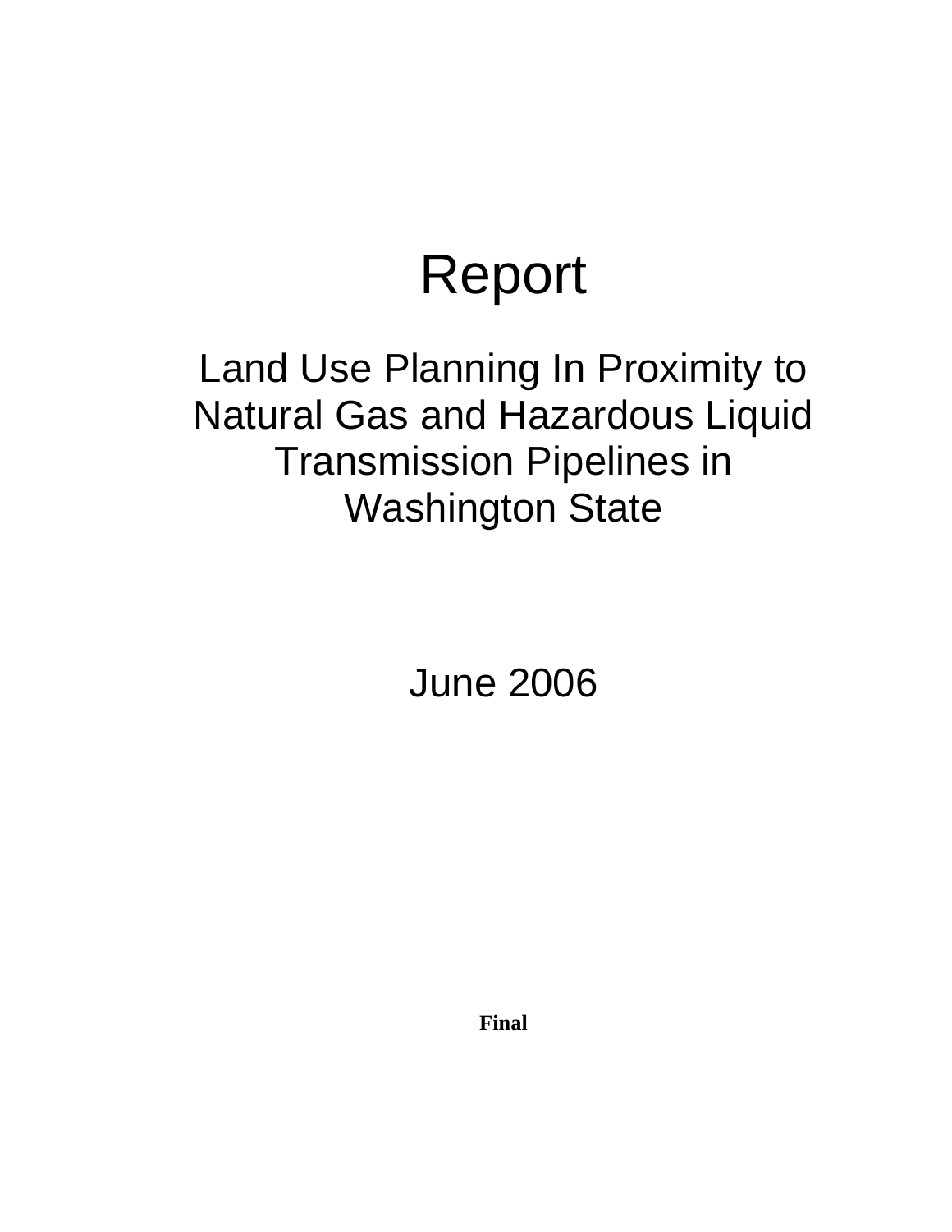# Report

## Land Use Planning In Proximity to Natural Gas and Hazardous Liquid Transmission Pipelines in Washington State

June 2006

**Final**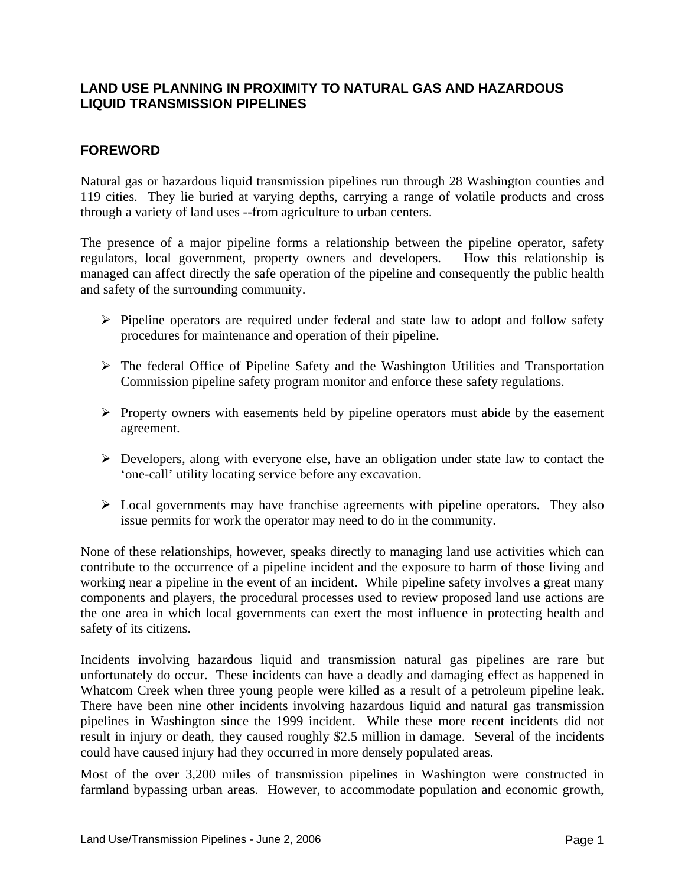## LAND USE PLANNING IN PROXIMITY TO NATURAL GAS AND HAZARDOUS LIQUID TRANSMISSION PIPELINES

### FOREWORD

Natural gas or hazardous liquid transmission pipelines run through 28 Washington counties and 119 cities. They lie buried at varying depths, carrying a range of volatile products and cross through a variety of land uses --from agriculture to urban centers.

The presence of a major pipeline forms a relationship between the pipeline operator, safety regulators, local government, property owners and developers. How this relationship is managed can affect directly the safe operation of the pipeline and consequently the public health and safety of the surrounding community.

- Pipeline operators are required under federal and state law to adopt and follow safety procedures for maintenance and operation of their pipeline.
- The federal Office of Pipeline Safety and the Washington Utilities and Transportation Commission pipeline safety program monitor and enforce these safety regulations.
- Property owners with easements held by pipeline operators must abide by the easement agreement.
- Developers, along with everyone else, have an obligation under state law to contact the 'one-call' utility locating service before any excavation.
- Local governments may have franchise agreements with pipeline operators. They also issue permits for work the operator may need to do in the community.

None of these relationships, however, speaks directly to managing land use activities which can contribute to the occurrence of a pipeline incident and the exposure to harm of those living and working near a pipeline in the event of an incident. While pipeline safety involves a great many components and players, the procedural processes used to review proposed land use actions are the one area in which local governments can exert the most influence in protecting health and safety of its citizens.

Incidents involving hazardous liquid and transmission natural gas pipelines are rare but unfortunately do occur. These incidents can have a deadly and damaging effect as happened in Whatcom Creek when three young people were killed as a result of a petroleum pipeline leak. There have been nine other incidents involving hazardous liquid and natural gas transmission pipelines in Washington since the 1999 incident. While these more recent incidents did not result in injury or death, they caused roughly $2.5 million in damage. Several of the incidents could have caused injury had they occurred in more densely populated areas.

Most of the over 3,200 miles of transmission pipelines in Washington were constructed in farmland bypassing urban areas. However, to accommodate population and economic growth,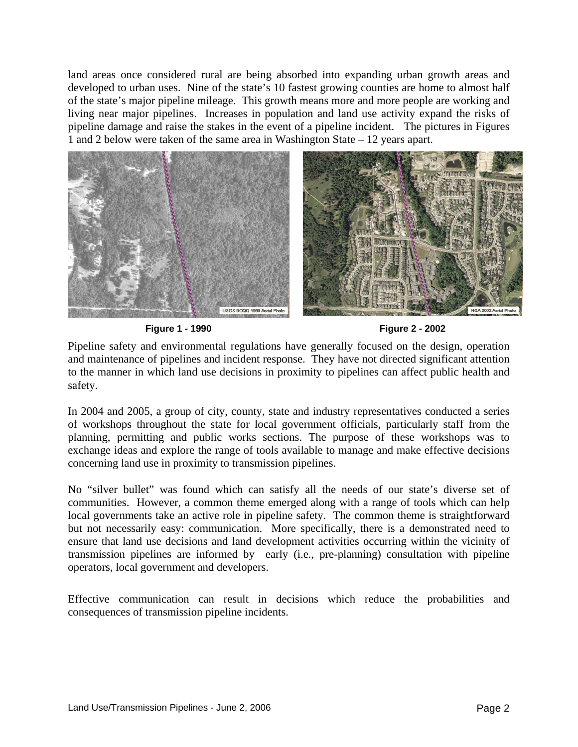land areas once considered rural are being absorbed into expanding urban growth areas and developed to urban uses. Nine of the state's 10 fastest growing counties are home to almost half of the state's major pipeline mileage. This growth means more and more people are working and living near major pipelines. Increases in population and land use activity expand the risks of pipeline damage and raise the stakes in the event of a pipeline incident. The pictures in Figures 1 and 2 below were taken of the same area in Washington State – 12 years apart.

**Figure 1 - 1990**

**Figure 2 - 2002**

Pipeline safety and environmental regulations have generally focused on the design, operation and maintenance of pipelines and incident response. They have not directed significant attention to the manner in which land use decisions in proximity to pipelines can affect public health and safety.

In 2004 and 2005, a group of city, county, state and industry representatives conducted a series of workshops throughout the state for local government officials, particularly staff from the planning, permitting and public works sections. The purpose of these workshops was to exchange ideas and explore the range of tools available to manage and make effective decisions concerning land use in proximity to transmission pipelines.

No "silver bullet" was found which can satisfy all the needs of our state's diverse set of communities. However, a common theme emerged along with a range of tools which can help local governments take an active role in pipeline safety. The common theme is straightforward but not necessarily easy: communication. More specifically, there is a demonstrated need to ensure that land use decisions and land development activities occurring within the vicinity of transmission pipelines are informed by early (i.e., pre-planning) consultation with pipeline operators, local government and developers.

Effective communication can result in decisions which reduce the probabilities and consequences of transmission pipeline incidents.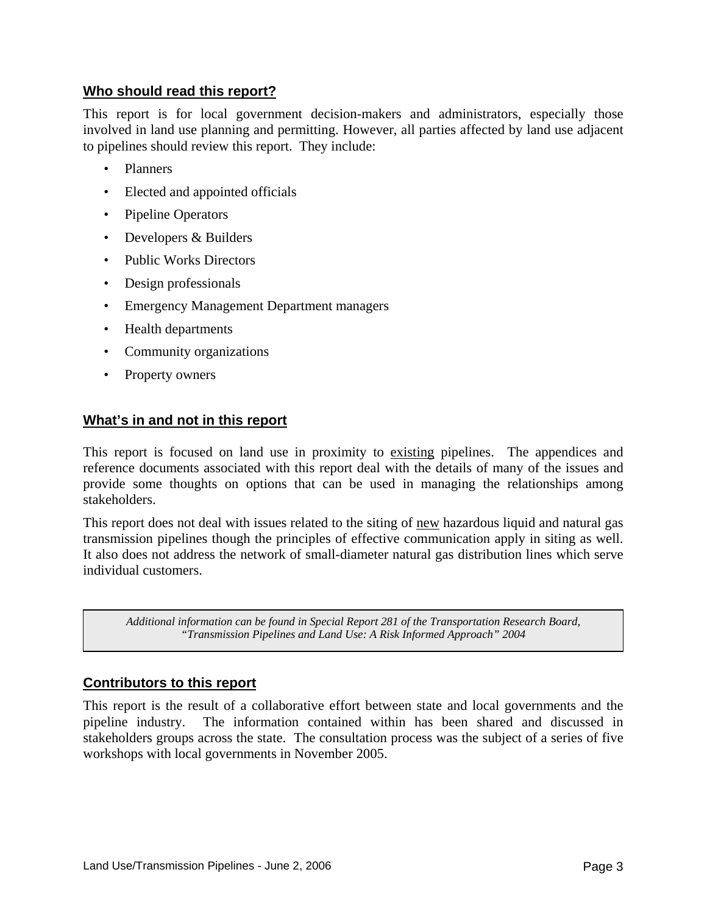## Who should read this report?

This report is for local government decision-makers and administrators, especially those involved in land use planning and permitting. However, all parties affected by land use adjacent to pipelines should review this report. They include:

- Planners
- Elected and appointed officials
- Pipeline Operators
- Developers & Builders
- Public Works Directors
- Design professionals
- Emergency Management Department managers
- Health departments
- Community organizations
- Property owners

## What's in and not in this report

This report is focused on land use in proximity to <u>existing</u> pipelines. The appendices and reference documents associated with this report deal with the details of many of the issues and provide some thoughts on options that can be used in managing the relationships among stakeholders.

This report does not deal with issues related to the siting of <u>new</u> hazardous liquid and natural gas transmission pipelines though the principles of effective communication apply in siting as well. It also does not address the network of small-diameter natural gas distribution lines which serve individual customers.

> *Additional information can be found in Special Report 281 of the Transportation Research Board, "Transmission Pipelines and Land Use: A Risk Informed Approach" 2004*

## Contributors to this report

This report is the result of a collaborative effort between state and local governments and the pipeline industry. The information contained within has been shared and discussed in stakeholders groups across the state. The consultation process was the subject of a series of five workshops with local governments in November 2005.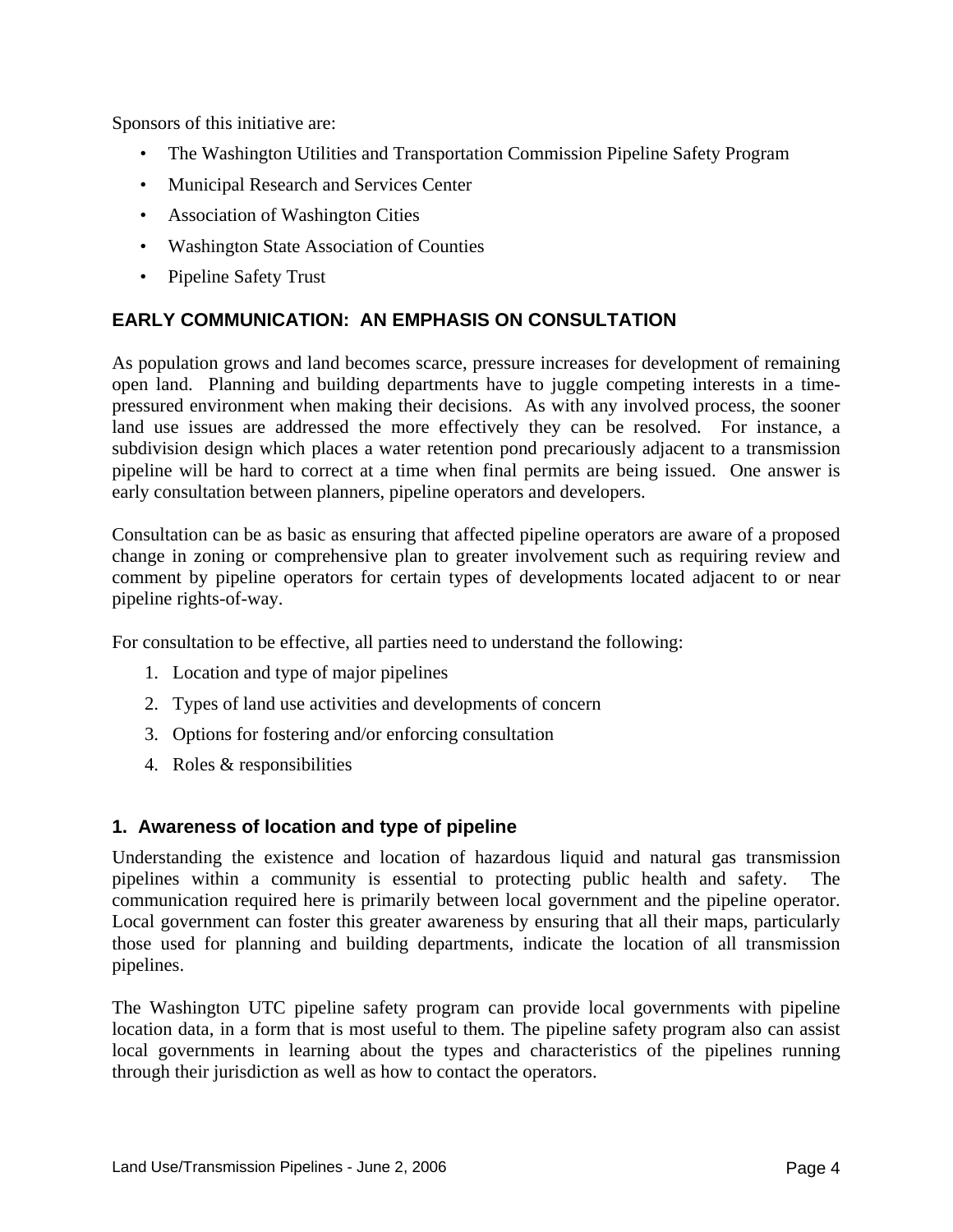Sponsors of this initiative are:

- The Washington Utilities and Transportation Commission Pipeline Safety Program
- Municipal Research and Services Center
- Association of Washington Cities
- Washington State Association of Counties
- Pipeline Safety Trust

## EARLY COMMUNICATION: AN EMPHASIS ON CONSULTATION

As population grows and land becomes scarce, pressure increases for development of remaining open land. Planning and building departments have to juggle competing interests in a time-pressured environment when making their decisions. As with any involved process, the sooner land use issues are addressed the more effectively they can be resolved. For instance, a subdivision design which places a water retention pond precariously adjacent to a transmission pipeline will be hard to correct at a time when final permits are being issued. One answer is early consultation between planners, pipeline operators and developers.

Consultation can be as basic as ensuring that affected pipeline operators are aware of a proposed change in zoning or comprehensive plan to greater involvement such as requiring review and comment by pipeline operators for certain types of developments located adjacent to or near pipeline rights-of-way.

For consultation to be effective, all parties need to understand the following:

1. Location and type of major pipelines
2. Types of land use activities and developments of concern
3. Options for fostering and/or enforcing consultation
4. Roles & responsibilities

### 1. Awareness of location and type of pipeline

Understanding the existence and location of hazardous liquid and natural gas transmission pipelines within a community is essential to protecting public health and safety. The communication required here is primarily between local government and the pipeline operator. Local government can foster this greater awareness by ensuring that all their maps, particularly those used for planning and building departments, indicate the location of all transmission pipelines.

The Washington UTC pipeline safety program can provide local governments with pipeline location data, in a form that is most useful to them. The pipeline safety program also can assist local governments in learning about the types and characteristics of the pipelines running through their jurisdiction as well as how to contact the operators.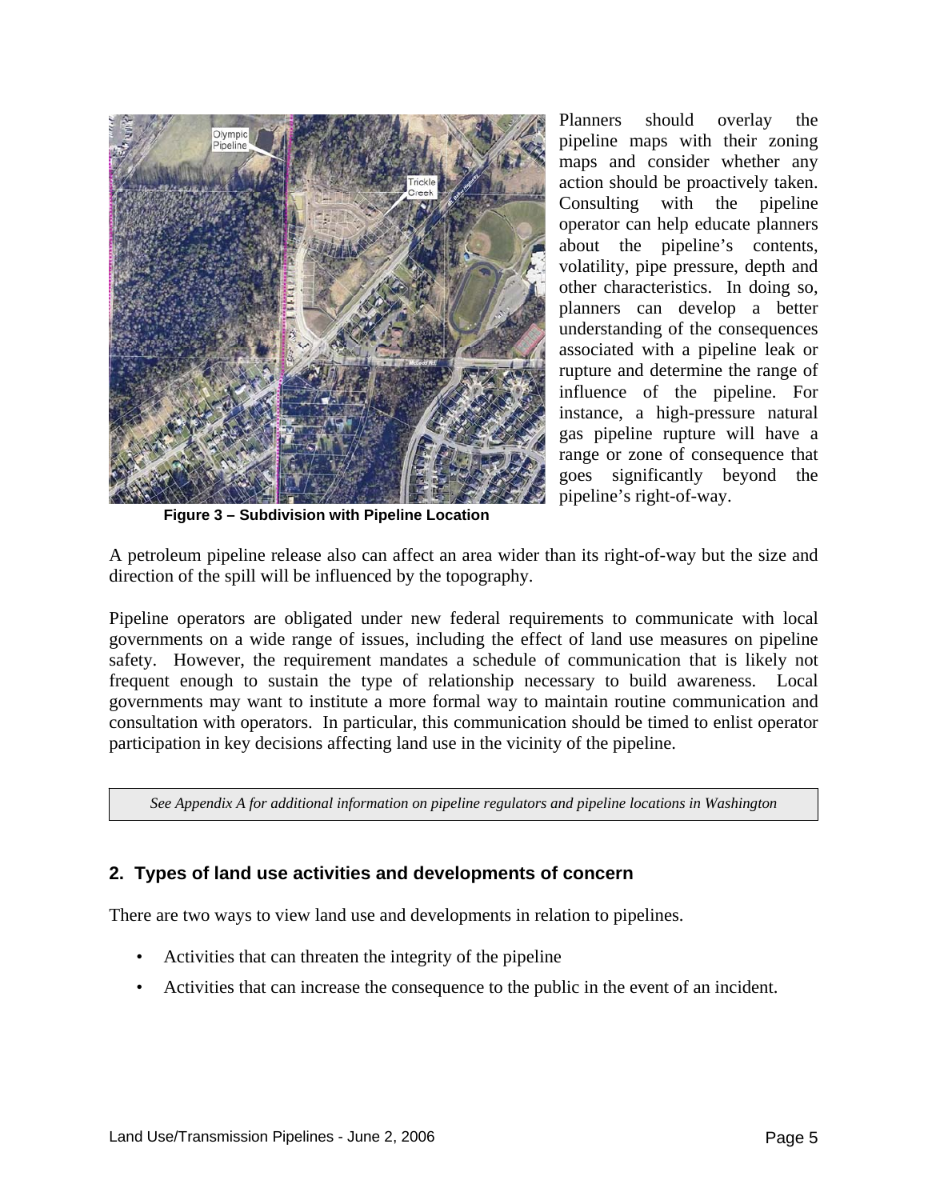Figure 3 – Subdivision with Pipeline Location

Planners should overlay the pipeline maps with their zoning maps and consider whether any action should be proactively taken. Consulting with the pipeline operator can help educate planners about the pipeline's contents, volatility, pipe pressure, depth and other characteristics. In doing so, planners can develop a better understanding of the consequences associated with a pipeline leak or rupture and determine the range of influence of the pipeline. For instance, a high-pressure natural gas pipeline rupture will have a range or zone of consequence that goes significantly beyond the pipeline's right-of-way.

A petroleum pipeline release also can affect an area wider than its right-of-way but the size and direction of the spill will be influenced by the topography.

Pipeline operators are obligated under new federal requirements to communicate with local governments on a wide range of issues, including the effect of land use measures on pipeline safety. However, the requirement mandates a schedule of communication that is likely not frequent enough to sustain the type of relationship necessary to build awareness. Local governments may want to institute a more formal way to maintain routine communication and consultation with operators. In particular, this communication should be timed to enlist operator participation in key decisions affecting land use in the vicinity of the pipeline.

*See Appendix A for additional information on pipeline regulators and pipeline locations in Washington*

## 2. Types of land use activities and developments of concern

There are two ways to view land use and developments in relation to pipelines.

- Activities that can threaten the integrity of the pipeline
- Activities that can increase the consequence to the public in the event of an incident.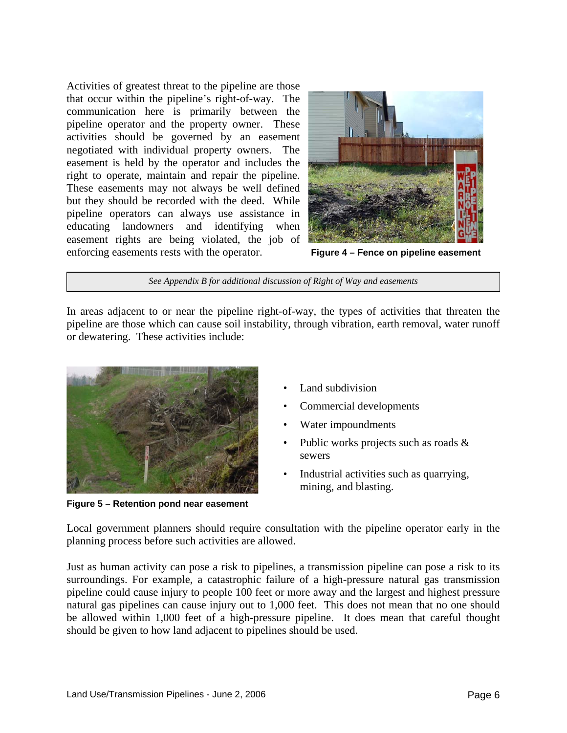Activities of greatest threat to the pipeline are those that occur within the pipeline's right-of-way. The communication here is primarily between the pipeline operator and the property owner. These activities should be governed by an easement negotiated with individual property owners. The easement is held by the operator and includes the right to operate, maintain and repair the pipeline. These easements may not always be well defined but they should be recorded with the deed. While pipeline operators can always use assistance in educating landowners and identifying when easement rights are being violated, the job of enforcing easements rests with the operator.

**Figure 4 – Fence on pipeline easement**

*See Appendix B for additional discussion of Right of Way and easements*

In areas adjacent to or near the pipeline right-of-way, the types of activities that threaten the pipeline are those which can cause soil instability, through vibration, earth removal, water runoff or dewatering. These activities include:

- Land subdivision
- Commercial developments
- Water impoundments
- Public works projects such as roads & sewers
- Industrial activities such as quarrying, mining, and blasting.

**Figure 5 – Retention pond near easement**

Local government planners should require consultation with the pipeline operator early in the planning process before such activities are allowed.

Just as human activity can pose a risk to pipelines, a transmission pipeline can pose a risk to its surroundings. For example, a catastrophic failure of a high-pressure natural gas transmission pipeline could cause injury to people 100 feet or more away and the largest and highest pressure natural gas pipelines can cause injury out to 1,000 feet. This does not mean that no one should be allowed within 1,000 feet of a high-pressure pipeline. It does mean that careful thought should be given to how land adjacent to pipelines should be used.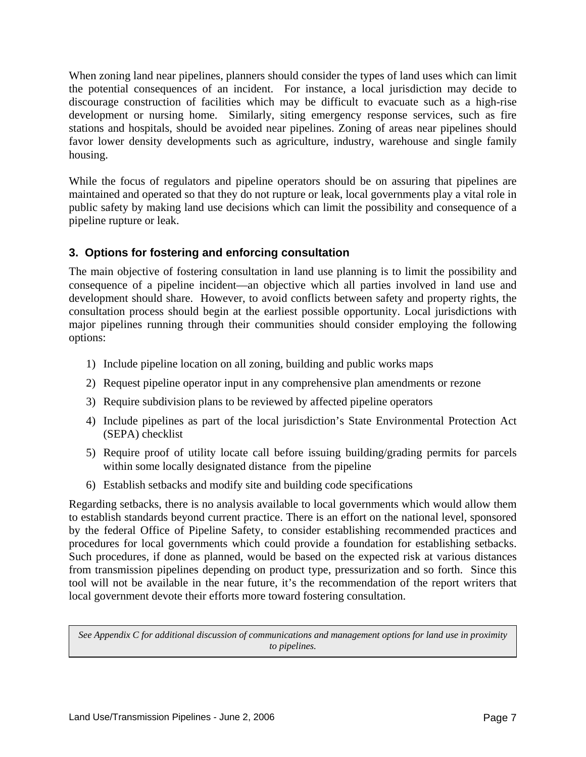When zoning land near pipelines, planners should consider the types of land uses which can limit the potential consequences of an incident. For instance, a local jurisdiction may decide to discourage construction of facilities which may be difficult to evacuate such as a high-rise development or nursing home. Similarly, siting emergency response services, such as fire stations and hospitals, should be avoided near pipelines. Zoning of areas near pipelines should favor lower density developments such as agriculture, industry, warehouse and single family housing.

While the focus of regulators and pipeline operators should be on assuring that pipelines are maintained and operated so that they do not rupture or leak, local governments play a vital role in public safety by making land use decisions which can limit the possibility and consequence of a pipeline rupture or leak.

### 3. Options for fostering and enforcing consultation

The main objective of fostering consultation in land use planning is to limit the possibility and consequence of a pipeline incident—an objective which all parties involved in land use and development should share. However, to avoid conflicts between safety and property rights, the consultation process should begin at the earliest possible opportunity. Local jurisdictions with major pipelines running through their communities should consider employing the following options:

1) Include pipeline location on all zoning, building and public works maps
2) Request pipeline operator input in any comprehensive plan amendments or rezone
3) Require subdivision plans to be reviewed by affected pipeline operators
4) Include pipelines as part of the local jurisdiction's State Environmental Protection Act (SEPA) checklist
5) Require proof of utility locate call before issuing building/grading permits for parcels within some locally designated distance from the pipeline
6) Establish setbacks and modify site and building code specifications

Regarding setbacks, there is no analysis available to local governments which would allow them to establish standards beyond current practice. There is an effort on the national level, sponsored by the federal Office of Pipeline Safety, to consider establishing recommended practices and procedures for local governments which could provide a foundation for establishing setbacks. Such procedures, if done as planned, would be based on the expected risk at various distances from transmission pipelines depending on product type, pressurization and so forth. Since this tool will not be available in the near future, it's the recommendation of the report writers that local government devote their efforts more toward fostering consultation.

*See Appendix C for additional discussion of communications and management options for land use in proximity to pipelines.*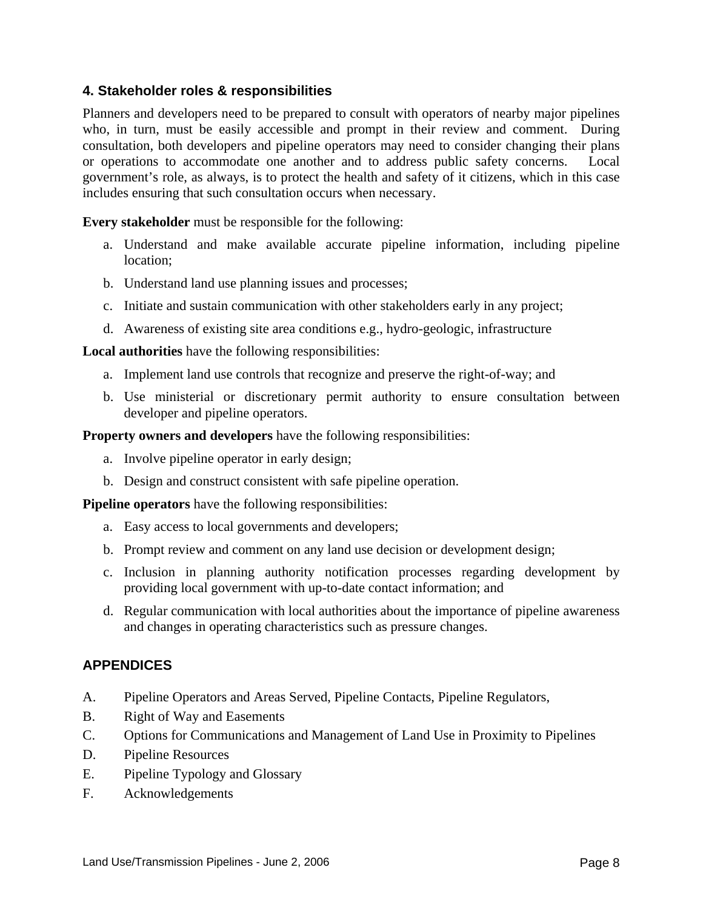## 4. Stakeholder roles & responsibilities

Planners and developers need to be prepared to consult with operators of nearby major pipelines who, in turn, must be easily accessible and prompt in their review and comment. During consultation, both developers and pipeline operators may need to consider changing their plans or operations to accommodate one another and to address public safety concerns. Local government's role, as always, is to protect the health and safety of it citizens, which in this case includes ensuring that such consultation occurs when necessary.

**Every stakeholder** must be responsible for the following:

a. Understand and make available accurate pipeline information, including pipeline location;
b. Understand land use planning issues and processes;
c. Initiate and sustain communication with other stakeholders early in any project;
d. Awareness of existing site area conditions e.g., hydro-geologic, infrastructure

**Local authorities** have the following responsibilities:

a. Implement land use controls that recognize and preserve the right-of-way; and
b. Use ministerial or discretionary permit authority to ensure consultation between developer and pipeline operators.

**Property owners and developers** have the following responsibilities:

a. Involve pipeline operator in early design;
b. Design and construct consistent with safe pipeline operation.

**Pipeline operators** have the following responsibilities:

a. Easy access to local governments and developers;
b. Prompt review and comment on any land use decision or development design;
c. Inclusion in planning authority notification processes regarding development by providing local government with up-to-date contact information; and
d. Regular communication with local authorities about the importance of pipeline awareness and changes in operating characteristics such as pressure changes.

## APPENDICES

A. Pipeline Operators and Areas Served, Pipeline Contacts, Pipeline Regulators,
B. Right of Way and Easements
C. Options for Communications and Management of Land Use in Proximity to Pipelines
D. Pipeline Resources
E. Pipeline Typology and Glossary
F. Acknowledgements